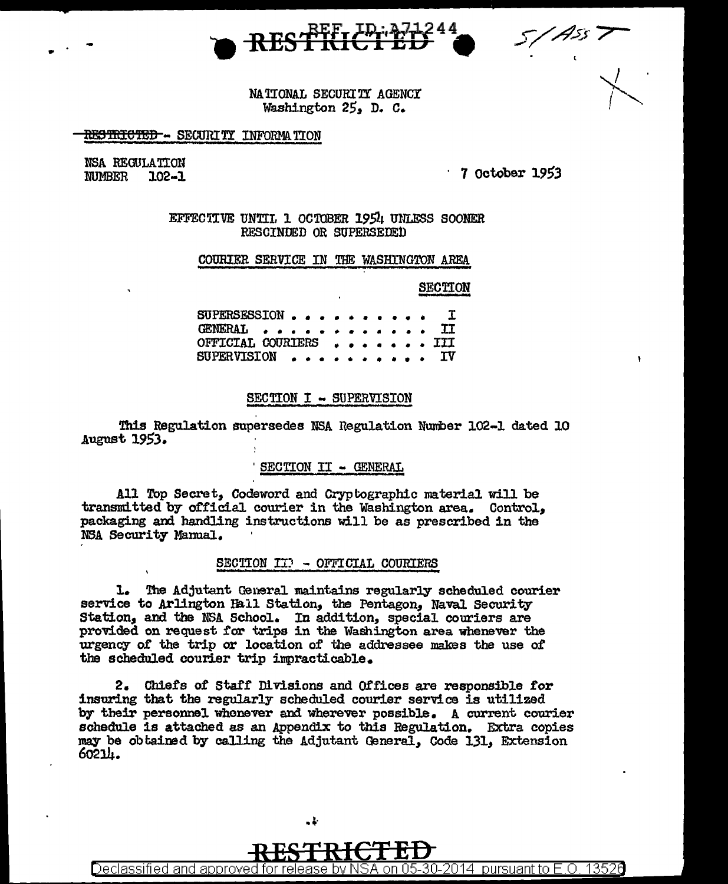RESTRICTED

NATIONAL SECURITY AGENCY
Washington 25, D. C.

~~RESTRICTED~~ - SECURITY INFORMATION

NSA REGULATION
NUMBER 102-1

7 October 1953

EFFECTIVE UNTIL 1 OCTOBER 1954 UNLESS SOONER RESCINDED OR SUPERSEDED

## COURIER SERVICE IN THE WASHINGTON AREA

| | SECTION |
|---|---|
| SUPERSESSION | I |
| GENERAL | II |
| OFFICIAL COURIERS | III |
| SUPERVISION | IV |

### SECTION I - SUPERVISION

This Regulation supersedes NSA Regulation Number 102-1 dated 10 August 1953.

### SECTION II - GENERAL

All Top Secret, Codeword and Cryptographic material will be transmitted by official courier in the Washington area. Control, packaging and handling instructions will be as prescribed in the NSA Security Manual.

### SECTION III - OFFICIAL COURIERS

1. The Adjutant General maintains regularly scheduled courier service to Arlington Hall Station, the Pentagon, Naval Security Station, and the NSA School. In addition, special couriers are provided on request for trips in the Washington area whenever the urgency of the trip or location of the addressee makes the use of the scheduled courier trip impracticable.

2. Chiefs of Staff Divisions and Offices are responsible for insuring that the regularly scheduled courier service is utilized by their personnel whenever and wherever possible. A current courier schedule is attached as an Appendix to this Regulation. Extra copies may be obtained by calling the Adjutant General, Code 131, Extension 60214.

RESTRICTED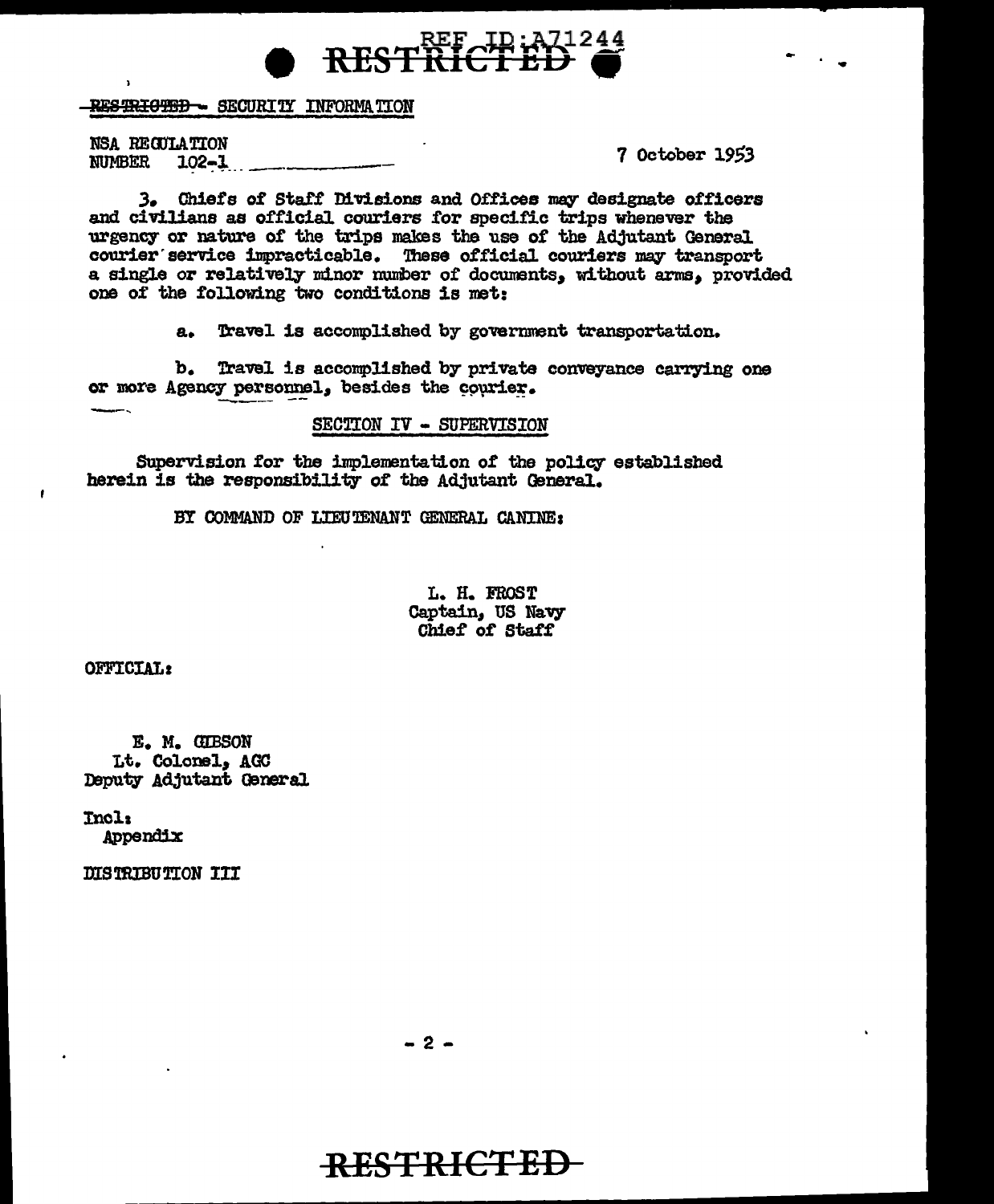RESTRICTED - SECURITY INFORMATION

NSA REGULATION
NUMBER 102-1

7 October 1953

3. Chiefs of Staff Divisions and Offices may designate officers and civilians as official couriers for specific trips whenever the urgency or nature of the trips makes the use of the Adjutant General courier service impracticable. These official couriers may transport a single or relatively minor number of documents, without arms, provided one of the following two conditions is met:

a. Travel is accomplished by government transportation.

b. Travel is accomplished by private conveyance carrying one or more Agency personnel, besides the courier.

## SECTION IV - SUPERVISION

Supervision for the implementation of the policy established herein is the responsibility of the Adjutant General.

BY COMMAND OF LIEUTENANT GENERAL CANINE:

L. H. FROST
Captain, US Navy
Chief of Staff

OFFICIAL:

E. M. GIBSON
Lt. Colonel, AGC
Deputy Adjutant General

Incl:
Appendix

DISTRIBUTION III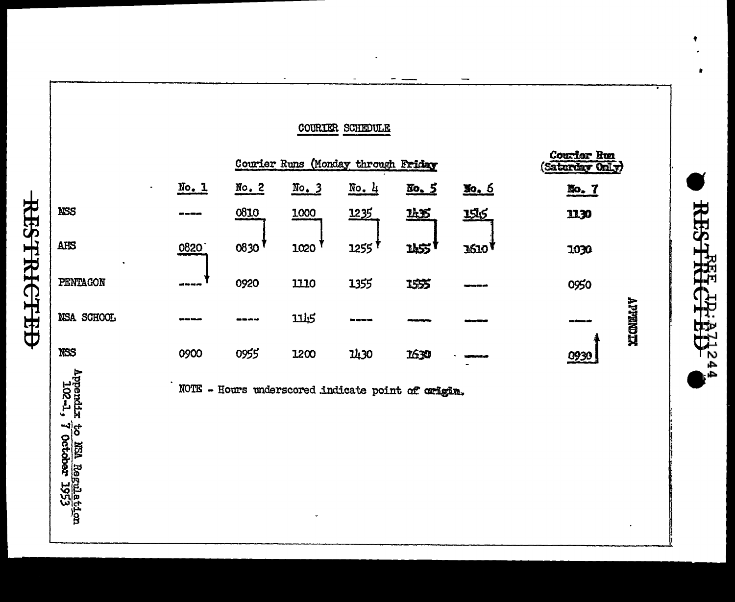## COURIER SCHEDULE

| | Courier Runs (Monday through Friday) | | | | | | Courier Run (Saturday Only) |
|---|---|---|---|---|---|---|---|
| | No. 1 | No. 2 | No. 3 | No. 4 | No. 5 | No. 6 | No. 7 |
| NSS | ---- | 0810 | 1000 | 1235 | 1435 | 1545 | 1130 |
| AHS | 0820 | 0830 | 1020 | 1255 | 1455 | 1610 | 1030 |
| PENTAGON | ---- | 0920 | 1110 | 1355 | 1555 | ---- | 0950 |
| NSA SCHOOL | ---- | ---- | 1145 | ---- | ---- | ---- | ---- |
| NSS | 0900 | 0955 | 1200 | 1430 | 1630 | ---- | 0930 |

NOTE - Hours underscored indicate point of origin.

APPENDIX

Appendix to NSA Regulation 102-1, 7 October 1953

RESTRICTED

REF ID:A71244